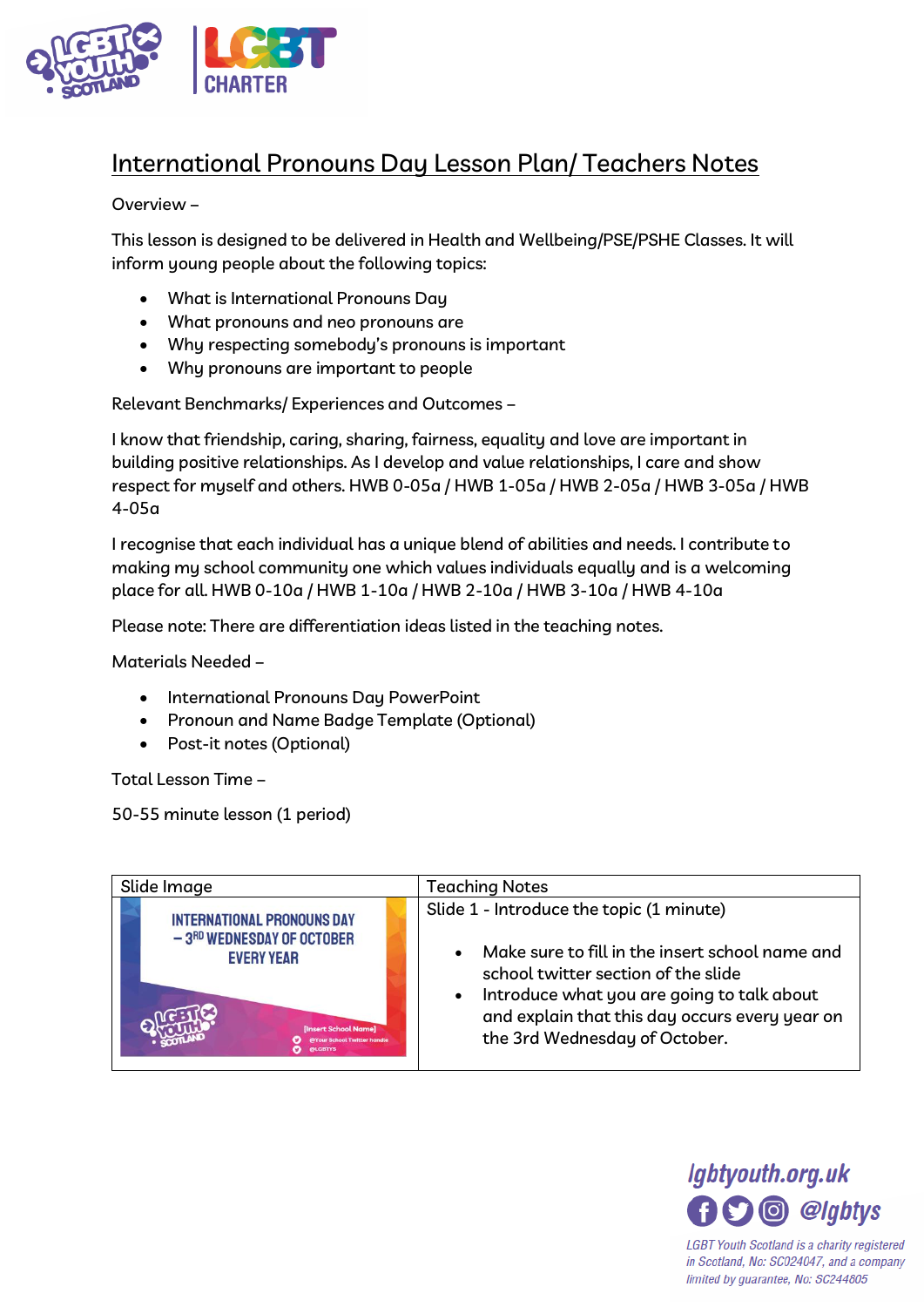# International Pronouns Day Lesson Plan/ Teachers Notes

Overview –

This lesson is designed to be delivered in Health and Wellbeing/PSE/PSHE Classes. It will inform young people about the following topics:

- What is International Pronouns Day
- What pronouns and neo pronouns are
- Why respecting somebody's pronouns is important
- Why pronouns are important to people

Relevant Benchmarks/ Experiences and Outcomes –

I know that friendship, caring, sharing, fairness, equality and love are important in building positive relationships. As I develop and value relationships, I care and show respect for myself and others. HWB 0-05a / HWB 1-05a / HWB 2-05a / HWB 3-05a / HWB 4-05a

I recognise that each individual has a unique blend of abilities and needs. I contribute to making my school community one which values individuals equally and is a welcoming place for all. HWB 0-10a / HWB 1-10a / HWB 2-10a / HWB 3-10a / HWB 4-10a

Please note: There are differentiation ideas listed in the teaching notes.

Materials Needed –

- International Pronouns Day PowerPoint
- Pronoun and Name Badge Template (Optional)
- Post-it notes (Optional)

Total Lesson Time –

50-55 minute lesson (1 period)

| Slide Image | Teaching Notes |
| --- | --- |
| INTERNATIONAL PRONOUNS DAY – 3RD WEDNESDAY OF OCTOBER EVERY YEAR<br>[Insert School Name]<br>@Your School Twitter handle<br>@LGBTYS | Slide 1 - Introduce the topic (1 minute)<br><br>• Make sure to fill in the insert school name and school twitter section of the slide<br>• Introduce what you are going to talk about and explain that this day occurs every year on the 3rd Wednesday of October. |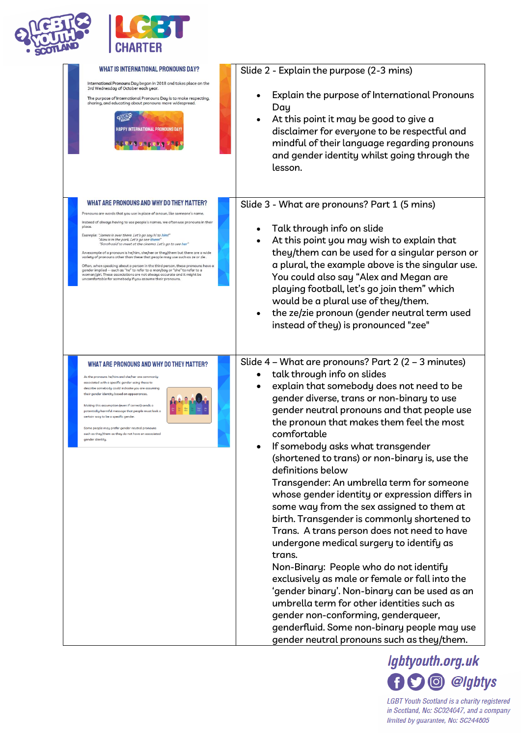| | |
|---|---|
| **WHAT IS INTERNATIONAL PRONOUNS DAY?**<br><br>International Pronouns Day began in 2018 and takes place on the 3rd Wednesday of October each year.<br><br>The purpose of International Pronouns Day is to make respecting, sharing, and educating about pronouns more widespread.<br><br>HAPPY INTERNATIONAL PRONOUNS DAY! | Slide 2 - Explain the purpose (2-3 mins)<br><br>• Explain the purpose of International Pronouns Day<br>• At this point it may be good to give a disclaimer for everyone to be respectful and mindful of their language regarding pronouns and gender identity whilst going through the lesson. |
| **WHAT ARE PRONOUNS AND WHY DO THEY MATTER?**<br><br>Pronouns are words that you use in place of a noun, like someone's name.<br><br>Instead of always having to use people's names, we often use pronouns in their place.<br><br>Example: "James is over there. Let's go say hi to *him*!"<br>"Alex is in the park. Let's go see *them*!"<br>"Sarah said to meet at the cinema. Let's go to see *her*"<br><br>An example of a pronoun is he/him, she/her or they/them but there are a wide variety of pronouns other than these that people may use such as ze or zie.<br><br>Often, when speaking about a person in the third person, these pronouns have a gender implied -- such as "he" to refer to a man/boy or "she" to refer to a woman/girl. These associations are not always accurate and it might be uncomfortable for somebody if you assume their pronouns. | Slide 3 - What are pronouns? Part 1 (5 mins)<br><br>• Talk through info on slide<br>• At this point you may wish to explain that they/them can be used for a singular person or a plural, the example above is the singular use. You could also say "Alex and Megan are playing football, let's go join them" which would be a plural use of they/them.<br>• the ze/zie pronoun (gender neutral term used instead of they) is pronounced "zee" |
| **WHAT ARE PRONOUNS AND WHY DO THEY MATTER?**<br><br>As the pronouns he/him and she/her are commonly associated with a specific gender using these to describe somebody could indicate you are assuming their gender identity based on appearances.<br><br>Making this assumption (even if correct) sends a potentially harmful message that people must look a certain way to be a specific gender.<br><br>Some people may prefer gender neutral pronouns such as they/them as they do not have an associated gender identity. | Slide 4 – What are pronouns? Part 2 (2 – 3 minutes)<br>• talk through info on slides<br>• explain that somebody does not need to be gender diverse, trans or non-binary to use gender neutral pronouns and that people use the pronoun that makes them feel the most comfortable<br>• If somebody asks what transgender (shortened to trans) or non-binary is, use the definitions below<br>Transgender: An umbrella term for someone whose gender identity or expression differs in some way from the sex assigned to them at birth. Transgender is commonly shortened to Trans. A trans person does not need to have undergone medical surgery to identify as trans.<br>Non-Binary: People who do not identify exclusively as male or female or fall into the 'gender binary'. Non-binary can be used as an umbrella term for other identities such as gender non-conforming, genderqueer, genderfluid. Some non-binary people may use gender neutral pronouns such as they/them. |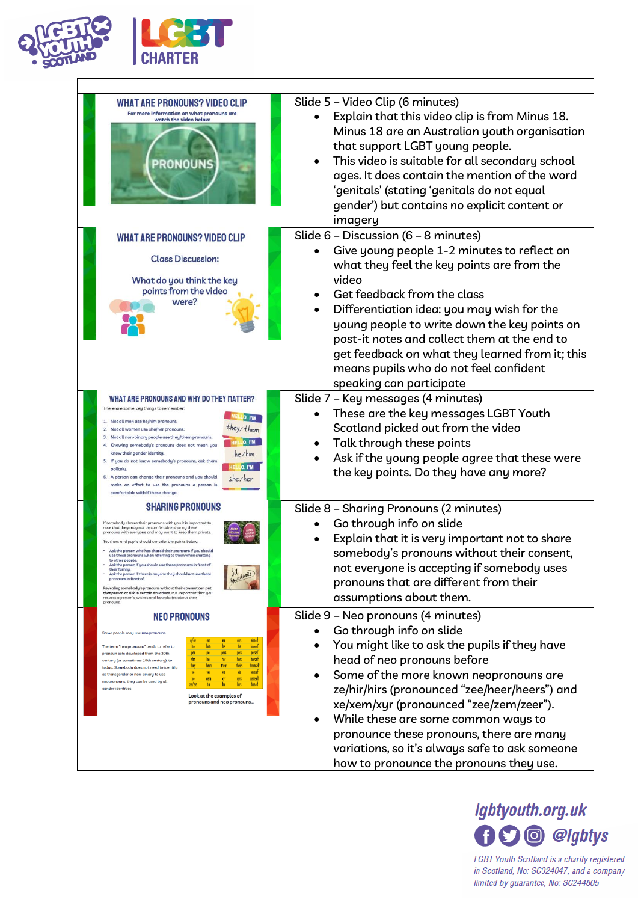| | |
|---|---|
| **WHAT ARE PRONOUNS? VIDEO CLIP**<br>For more information on what pronouns are watch the video below<br>PRONOUNS | Slide 5 – Video Clip (6 minutes)<br>• Explain that this video clip is from Minus 18. Minus 18 are an Australian youth organisation that support LGBT young people.<br>• This video is suitable for all secondary school ages. It does contain the mention of the word 'genitals' (stating 'genitals do not equal gender') but contains no explicit content or imagery |
| **WHAT ARE PRONOUNS? VIDEO CLIP**<br>Class Discussion:<br>What do you think the key points from the video were? | Slide 6 – Discussion (6 – 8 minutes)<br>• Give young people 1-2 minutes to reflect on what they feel the key points are from the video<br>• Get feedback from the class<br>• Differentiation idea: you may wish for the young people to write down the key points on post-it notes and collect them at the end to get feedback on what they learned from it; this means pupils who do not feel confident speaking can participate |
| **WHAT ARE PRONOUNS AND WHY DO THEY MATTER?**<br>There are some key things to remember:<br>1. Not all men use he/him pronouns.<br>2. Not all women use she/her pronouns.<br>3. Not all non-binary people use they/them pronouns.<br>4. Knowing somebody's pronouns does not mean you know their gender identity.<br>5. If you do not know somebody's pronouns, ask them politely.<br>6. A person can change their pronouns and you should make an effort to use the pronouns a person is comfortable with if these change.<br>HELLO, I'M they/them<br>HELLO, I'M he/him<br>HELLO, I'M she/her | Slide 7 – Key messages (4 minutes)<br>• These are the key messages LGBT Youth Scotland picked out from the video<br>• Talk through these points<br>• Ask if the young people agree that these were the key points. Do they have any more? |
| **SHARING PRONOUNS**<br>If somebody shares their pronouns with you it is important to note that they may not be comfortable sharing these pronouns with everyone and may want to keep them private.<br>Teachers and pupils should consider the points below:<br>• Ask the person who has shared their pronouns if you should use these pronouns when referring to them when chatting to other people.<br>• Ask the person if you should use these pronouns in front of their family.<br>• Ask the person if there is anyone they should not use these pronouns in front of.<br>Revealing somebody's pronouns without their consent can put that person at risk in certain situations. It is important that you respect a person's wishes and boundaries about their pronouns.<br>Set boundaries | Slide 8 – Sharing Pronouns (2 minutes)<br>• Go through info on slide<br>• Explain that it is very important not to share somebody's pronouns without their consent, not everyone is accepting if somebody uses pronouns that are different from their assumptions about them. |
| **NEO PRONOUNS**<br>Some people may use neo pronouns.<br>The term "neo pronouns" tends to refer to pronoun sets developed from the 20th century (or sometimes 19th century), to today. Somebody does not need to identify as transgender or non-binary to use neopronouns, they can be used by all gender identities.<br>Look at the examples of pronouns and neo pronouns... | Slide 9 – Neo pronouns (4 minutes)<br>• Go through info on slide<br>• You might like to ask the pupils if they have head of neo pronouns before<br>• Some of the more known neopronouns are ze/hir/hirs (pronounced "zee/heer/heers") and xe/xem/xyr (pronounced "zee/zem/zeer").<br>• While these are some common ways to pronounce these pronouns, there are many variations, so it's always safe to ask someone how to pronounce the pronouns they use. |

lgbtyouth.org.uk

@lgbtys

LGBT Youth Scotland is a charity registered in Scotland, No: SC024047, and a company limited by guarantee, No: SC244805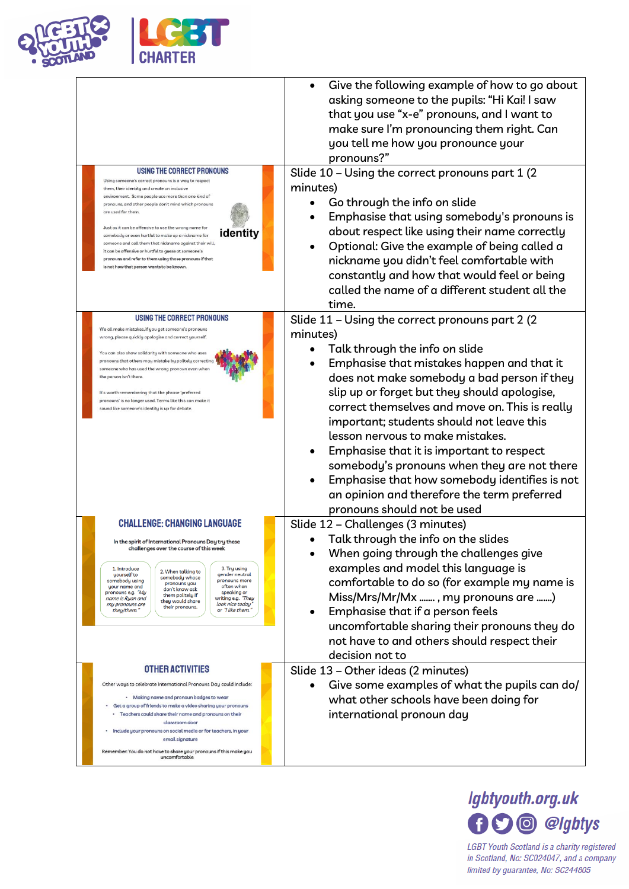| | |
|---|---|
| | • Give the following example of how to go about asking someone to the pupils: "Hi Kai! I saw that you use "x-e" pronouns, and I want to make sure I'm pronouncing them right. Can you tell me how you pronounce your pronouns?" |
| **USING THE CORRECT PRONOUNS**<br>Using someone's correct pronouns is a way to respect them, their identity and create an inclusive environment. Some people use more than one kind of pronouns, and other people don't mind which pronouns are used for them.<br>Just as it can be offensive to use the wrong name for somebody or even hurtful to make up a nickname for someone and call them that nickname against their will, it can be offensive or hurtful to guess at someone's pronouns and refer to them using those pronouns if that is not how that person wants to be known.<br>identity | Slide 10 – Using the correct pronouns part 1 (2 minutes)<br>• Go through the info on slide<br>• Emphasise that using somebody's pronouns is about respect like using their name correctly<br>• Optional: Give the example of being called a nickname you didn't feel comfortable with constantly and how that would feel or being called the name of a different student all the time. |
| **USING THE CORRECT PRONOUNS**<br>We all make mistakes, if you get someone's pronouns wrong, please quickly apologise and correct yourself.<br>You can also show solidarity with someone who uses pronouns that others may mistake by politely correcting someone who has used the wrong pronoun even when the person isn't there.<br>It's worth remembering that the phrase 'preferred pronouns' is no longer used. Terms like this can make it sound like someone's identity is up for debate. | Slide 11 – Using the correct pronouns part 2 (2 minutes)<br>• Talk through the info on slide<br>• Emphasise that mistakes happen and that it does not make somebody a bad person if they slip up or forget but they should apologise, correct themselves and move on. This is really important; students should not leave this lesson nervous to make mistakes.<br>• Emphasise that it is important to respect somebody's pronouns when they are not there<br>• Emphasise that how somebody identifies is not an opinion and therefore the term preferred pronouns should not be used |
| **CHALLENGE: CHANGING LANGUAGE**<br>In the spirit of International Pronouns Day try these challenges over the course of this week<br>1. Introduce yourself to somebody using your name and pronouns e.g. *"My name is Ryan and my pronouns are they/them."*<br>2. When talking to somebody whose pronouns you don't know ask them politely if they would share their pronouns.<br>3. Try using gender neutral pronouns more often when speaking or writing e.g. *"They look nice today"* or *"I like them."* | Slide 12 – Challenges (3 minutes)<br>• Talk through the info on the slides<br>• When going through the challenges give examples and model this language is comfortable to do so (for example my name is Miss/Mrs/Mr/Mx ……. , my pronouns are …….)<br>• Emphasise that if a person feels uncomfortable sharing their pronouns they do not have to and others should respect their decision not to |
| **OTHER ACTIVITIES**<br>Other ways to celebrate International Pronouns Day could include:<br>• Making name and pronoun badges to wear<br>• Get a group of friends to make a video sharing your pronouns<br>• Teachers could share their name and pronouns on their classroom door<br>• Include your pronouns on social media or for teachers, in your email signature<br>Remember: You do not have to share your pronouns if this make you uncomfortable | Slide 13 – Other ideas (2 minutes)<br>• Give some examples of what the pupils can do/ what other schools have been doing for international pronoun day |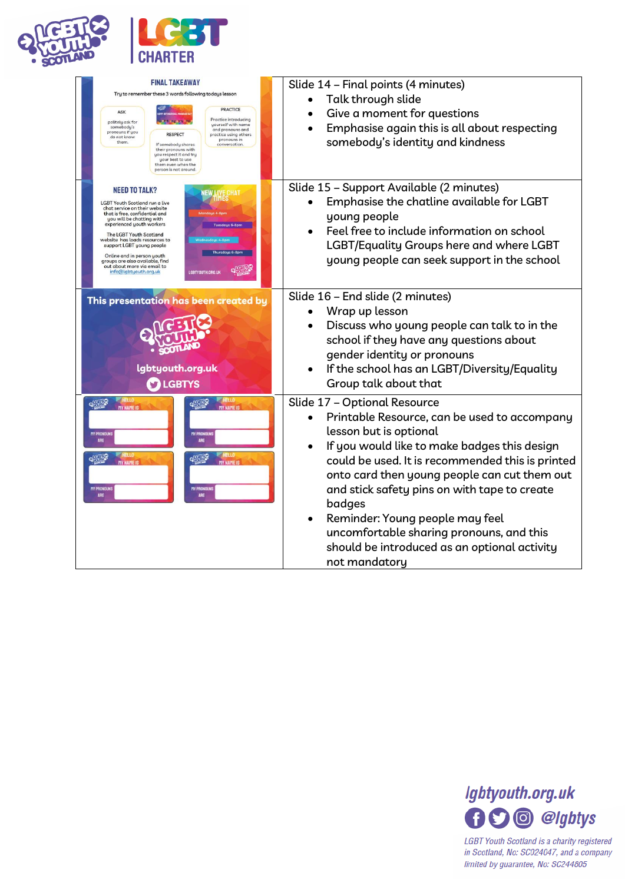| | |
|---|---|
| FINAL TAKEAWAY<br>Try to remember these 3 words following todays lesson<br>ASK: politely ask for somebody's pronouns if you do not know them.<br>RESPECT: If somebody shares their pronouns with you respect it and try your best to use them even when the person is not around.<br>PRACTICE: Practice introducing yourself with name and pronouns and practice using others pronouns in conversation. | Slide 14 – Final points (4 minutes)<br>• Talk through slide<br>• Give a moment for questions<br>• Emphasise again this is all about respecting somebody's identity and kindness |
| NEED TO TALK?<br>LGBT Youth Scotland run a live chat service on their website that is free, confidential and you will be chatting with experienced youth workers<br>The LGBT Youth Scotland website has loads resources to support LGBT young people<br>Online and in person youth groups are also available, find out about more via email to info@lgbtyouth.org.uk<br>NEW LIVE CHAT TIMES<br>Mondays 4-8pm<br>Tuesdays 6-8pm<br>Wednesdays 4-8pm<br>Thursdays 6-8pm<br>LGBTYOUTH.ORG.UK | Slide 15 – Support Available (2 minutes)<br>• Emphasise the chatline available for LGBT young people<br>• Feel free to include information on school LGBT/Equality Groups here and where LGBT young people can seek support in the school |
| This presentation has been created by<br>LGBT Youth Scotland<br>lgbtyouth.org.uk<br>LGBTYS | Slide 16 – End slide (2 minutes)<br>• Wrap up lesson<br>• Discuss who young people can talk to in the school if they have any questions about gender identity or pronouns<br>• If the school has an LGBT/Diversity/Equality Group talk about that |
| HELLO MY NAME IS<br>MY PRONOUNS ARE | Slide 17 – Optional Resource<br>• Printable Resource, can be used to accompany lesson but is optional<br>• If you would like to make badges this design could be used. It is recommended this is printed onto card then young people can cut them out and stick safety pins on with tape to create badges<br>• Reminder: Young people may feel uncomfortable sharing pronouns, and this should be introduced as an optional activity not mandatory |

lgbtyouth.org.uk

@lgbtys

LGBT Youth Scotland is a charity registered in Scotland, No: SC024047, and a company limited by guarantee, No: SC244805